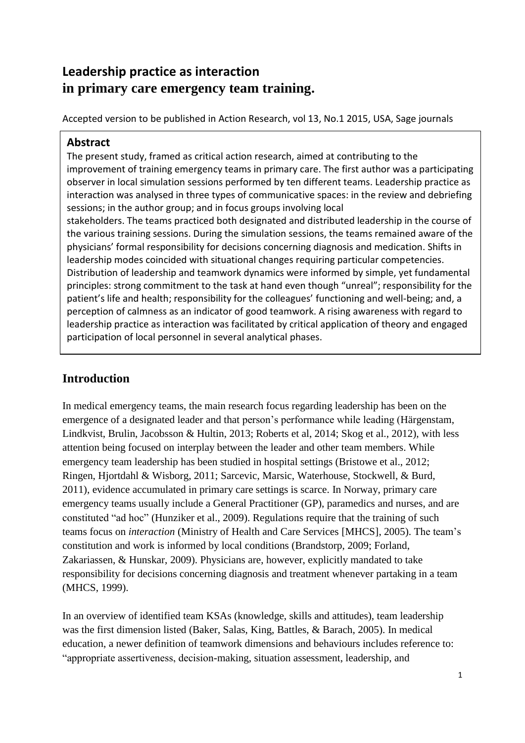# Leadership practice as interaction in primary care emergency team training.

Accepted version to be published in Action Research, vol 13, No.1 2015, USA, Sage journals

## Abstract

The present study, framed as critical action research, aimed at contributing to the improvement of training emergency teams in primary care. The first author was a participating observer in local simulation sessions performed by ten different teams. Leadership practice as interaction was analysed in three types of communicative spaces: in the review and debriefing sessions; in the author group; and in focus groups involving local stakeholders. The teams practiced both designated and distributed leadership in the course of the various training sessions. During the simulation sessions, the teams remained aware of the physicians' formal responsibility for decisions concerning diagnosis and medication. Shifts in leadership modes coincided with situational changes requiring particular competencies. Distribution of leadership and teamwork dynamics were informed by simple, yet fundamental principles: strong commitment to the task at hand even though "unreal"; responsibility for the patient's life and health; responsibility for the colleagues' functioning and well-being; and, a perception of calmness as an indicator of good teamwork. A rising awareness with regard to leadership practice as interaction was facilitated by critical application of theory and engaged participation of local personnel in several analytical phases.

## Introduction

In medical emergency teams, the main research focus regarding leadership has been on the emergence of a designated leader and that person's performance while leading (Härgenstam, Lindkvist, Brulin, Jacobsson & Hultin, 2013; Roberts et al, 2014; Skog et al., 2012), with less attention being focused on interplay between the leader and other team members. While emergency team leadership has been studied in hospital settings (Bristowe et al., 2012; Ringen, Hjortdahl & Wisborg, 2011; Sarcevic, Marsic, Waterhouse, Stockwell, & Burd, 2011), evidence accumulated in primary care settings is scarce. In Norway, primary care emergency teams usually include a General Practitioner (GP), paramedics and nurses, and are constituted "ad hoc" (Hunziker et al., 2009). Regulations require that the training of such teams focus on *interaction* (Ministry of Health and Care Services [MHCS], 2005). The team's constitution and work is informed by local conditions (Brandstorp, 2009; Forland, Zakariassen, & Hunskar, 2009). Physicians are, however, explicitly mandated to take responsibility for decisions concerning diagnosis and treatment whenever partaking in a team (MHCS, 1999).

In an overview of identified team KSAs (knowledge, skills and attitudes), team leadership was the first dimension listed (Baker, Salas, King, Battles, & Barach, 2005). In medical education, a newer definition of teamwork dimensions and behaviours includes reference to: "appropriate assertiveness, decision-making, situation assessment, leadership, and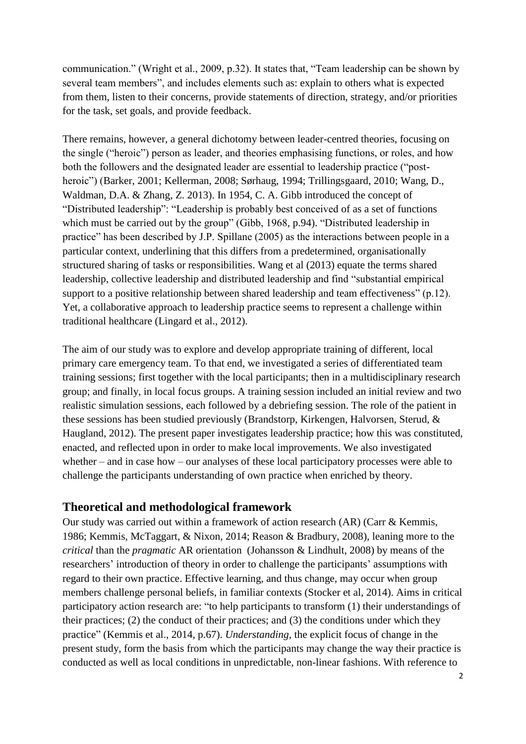communication." (Wright et al., 2009, p.32). It states that, "Team leadership can be shown by several team members", and includes elements such as: explain to others what is expected from them, listen to their concerns, provide statements of direction, strategy, and/or priorities for the task, set goals, and provide feedback.

There remains, however, a general dichotomy between leader-centred theories, focusing on the single ("heroic") person as leader, and theories emphasising functions, or roles, and how both the followers and the designated leader are essential to leadership practice ("post-heroic") (Barker, 2001; Kellerman, 2008; Sørhaug, 1994; Trillingsgaard, 2010; Wang, D., Waldman, D.A. & Zhang, Z. 2013). In 1954, C. A. Gibb introduced the concept of "Distributed leadership": "Leadership is probably best conceived of as a set of functions which must be carried out by the group" (Gibb, 1968, p.94). "Distributed leadership in practice" has been described by J.P. Spillane (2005) as the interactions between people in a particular context, underlining that this differs from a predetermined, organisationally structured sharing of tasks or responsibilities. Wang et al (2013) equate the terms shared leadership, collective leadership and distributed leadership and find "substantial empirical support to a positive relationship between shared leadership and team effectiveness" (p.12). Yet, a collaborative approach to leadership practice seems to represent a challenge within traditional healthcare (Lingard et al., 2012).

The aim of our study was to explore and develop appropriate training of different, local primary care emergency team. To that end, we investigated a series of differentiated team training sessions; first together with the local participants; then in a multidisciplinary research group; and finally, in local focus groups. A training session included an initial review and two realistic simulation sessions, each followed by a debriefing session. The role of the patient in these sessions has been studied previously (Brandstorp, Kirkengen, Halvorsen, Sterud, & Haugland, 2012). The present paper investigates leadership practice; how this was constituted, enacted, and reflected upon in order to make local improvements. We also investigated whether – and in case how – our analyses of these local participatory processes were able to challenge the participants understanding of own practice when enriched by theory.

## Theoretical and methodological framework

Our study was carried out within a framework of action research (AR) (Carr & Kemmis, 1986; Kemmis, McTaggart, & Nixon, 2014; Reason & Bradbury, 2008), leaning more to the *critical* than the *pragmatic* AR orientation (Johansson & Lindhult, 2008) by means of the researchers' introduction of theory in order to challenge the participants' assumptions with regard to their own practice. Effective learning, and thus change, may occur when group members challenge personal beliefs, in familiar contexts (Stocker et al, 2014). Aims in critical participatory action research are: "to help participants to transform (1) their understandings of their practices; (2) the conduct of their practices; and (3) the conditions under which they practice" (Kemmis et al., 2014, p.67). *Understanding*, the explicit focus of change in the present study, form the basis from which the participants may change the way their practice is conducted as well as local conditions in unpredictable, non-linear fashions. With reference to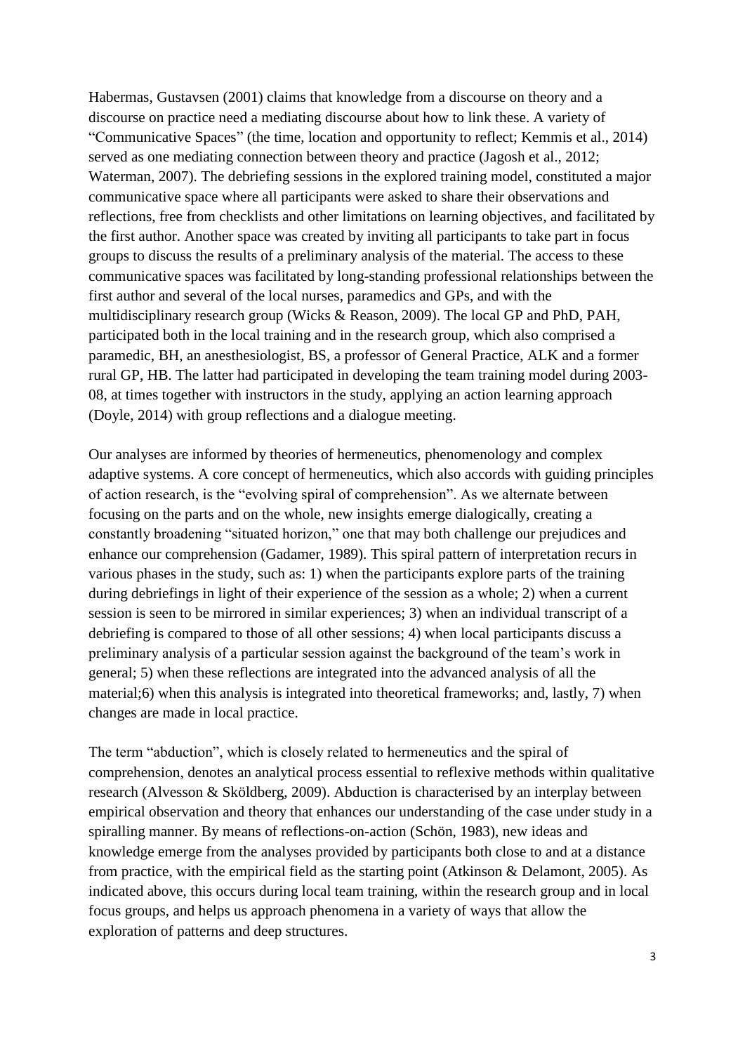Habermas, Gustavsen (2001) claims that knowledge from a discourse on theory and a discourse on practice need a mediating discourse about how to link these. A variety of "Communicative Spaces" (the time, location and opportunity to reflect; Kemmis et al., 2014) served as one mediating connection between theory and practice (Jagosh et al., 2012; Waterman, 2007). The debriefing sessions in the explored training model, constituted a major communicative space where all participants were asked to share their observations and reflections, free from checklists and other limitations on learning objectives, and facilitated by the first author. Another space was created by inviting all participants to take part in focus groups to discuss the results of a preliminary analysis of the material. The access to these communicative spaces was facilitated by long-standing professional relationships between the first author and several of the local nurses, paramedics and GPs, and with the multidisciplinary research group (Wicks & Reason, 2009). The local GP and PhD, PAH, participated both in the local training and in the research group, which also comprised a paramedic, BH, an anesthesiologist, BS, a professor of General Practice, ALK and a former rural GP, HB. The latter had participated in developing the team training model during 2003-08, at times together with instructors in the study, applying an action learning approach (Doyle, 2014) with group reflections and a dialogue meeting.

Our analyses are informed by theories of hermeneutics, phenomenology and complex adaptive systems. A core concept of hermeneutics, which also accords with guiding principles of action research, is the "evolving spiral of comprehension". As we alternate between focusing on the parts and on the whole, new insights emerge dialogically, creating a constantly broadening "situated horizon," one that may both challenge our prejudices and enhance our comprehension (Gadamer, 1989). This spiral pattern of interpretation recurs in various phases in the study, such as: 1) when the participants explore parts of the training during debriefings in light of their experience of the session as a whole; 2) when a current session is seen to be mirrored in similar experiences; 3) when an individual transcript of a debriefing is compared to those of all other sessions; 4) when local participants discuss a preliminary analysis of a particular session against the background of the team's work in general; 5) when these reflections are integrated into the advanced analysis of all the material;6) when this analysis is integrated into theoretical frameworks; and, lastly, 7) when changes are made in local practice.

The term "abduction", which is closely related to hermeneutics and the spiral of comprehension, denotes an analytical process essential to reflexive methods within qualitative research (Alvesson & Sköldberg, 2009). Abduction is characterised by an interplay between empirical observation and theory that enhances our understanding of the case under study in a spiralling manner. By means of reflections-on-action (Schön, 1983), new ideas and knowledge emerge from the analyses provided by participants both close to and at a distance from practice, with the empirical field as the starting point (Atkinson & Delamont, 2005). As indicated above, this occurs during local team training, within the research group and in local focus groups, and helps us approach phenomena in a variety of ways that allow the exploration of patterns and deep structures.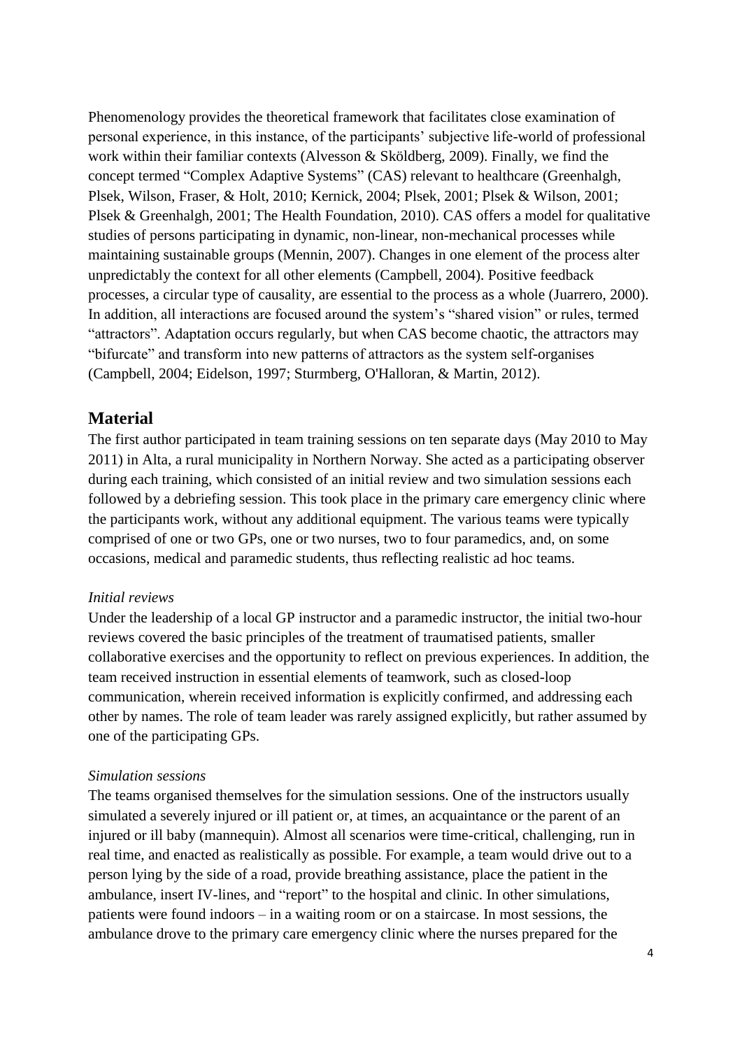Phenomenology provides the theoretical framework that facilitates close examination of personal experience, in this instance, of the participants' subjective life-world of professional work within their familiar contexts (Alvesson & Sköldberg, 2009). Finally, we find the concept termed "Complex Adaptive Systems" (CAS) relevant to healthcare (Greenhalgh, Plsek, Wilson, Fraser, & Holt, 2010; Kernick, 2004; Plsek, 2001; Plsek & Wilson, 2001; Plsek & Greenhalgh, 2001; The Health Foundation, 2010). CAS offers a model for qualitative studies of persons participating in dynamic, non-linear, non-mechanical processes while maintaining sustainable groups (Mennin, 2007). Changes in one element of the process alter unpredictably the context for all other elements (Campbell, 2004). Positive feedback processes, a circular type of causality, are essential to the process as a whole (Juarrero, 2000). In addition, all interactions are focused around the system's "shared vision" or rules, termed "attractors". Adaptation occurs regularly, but when CAS become chaotic, the attractors may "bifurcate" and transform into new patterns of attractors as the system self-organises (Campbell, 2004; Eidelson, 1997; Sturmberg, O'Halloran, & Martin, 2012).

## Material

The first author participated in team training sessions on ten separate days (May 2010 to May 2011) in Alta, a rural municipality in Northern Norway. She acted as a participating observer during each training, which consisted of an initial review and two simulation sessions each followed by a debriefing session. This took place in the primary care emergency clinic where the participants work, without any additional equipment. The various teams were typically comprised of one or two GPs, one or two nurses, two to four paramedics, and, on some occasions, medical and paramedic students, thus reflecting realistic ad hoc teams.

*Initial reviews*

Under the leadership of a local GP instructor and a paramedic instructor, the initial two-hour reviews covered the basic principles of the treatment of traumatised patients, smaller collaborative exercises and the opportunity to reflect on previous experiences. In addition, the team received instruction in essential elements of teamwork, such as closed-loop communication, wherein received information is explicitly confirmed, and addressing each other by names. The role of team leader was rarely assigned explicitly, but rather assumed by one of the participating GPs.

*Simulation sessions*

The teams organised themselves for the simulation sessions. One of the instructors usually simulated a severely injured or ill patient or, at times, an acquaintance or the parent of an injured or ill baby (mannequin). Almost all scenarios were time-critical, challenging, run in real time, and enacted as realistically as possible. For example, a team would drive out to a person lying by the side of a road, provide breathing assistance, place the patient in the ambulance, insert IV-lines, and "report" to the hospital and clinic. In other simulations, patients were found indoors – in a waiting room or on a staircase. In most sessions, the ambulance drove to the primary care emergency clinic where the nurses prepared for the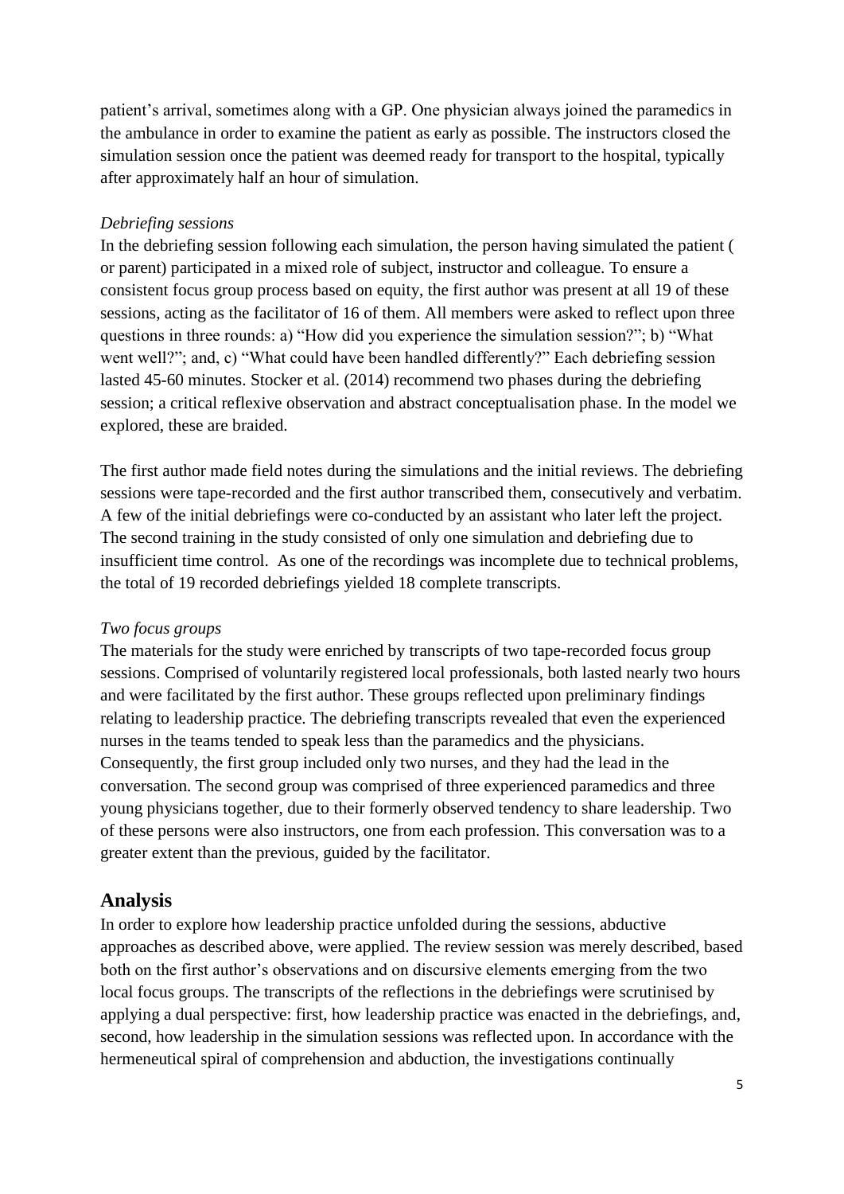patient's arrival, sometimes along with a GP. One physician always joined the paramedics in the ambulance in order to examine the patient as early as possible. The instructors closed the simulation session once the patient was deemed ready for transport to the hospital, typically after approximately half an hour of simulation.

*Debriefing sessions*

In the debriefing session following each simulation, the person having simulated the patient ( or parent) participated in a mixed role of subject, instructor and colleague. To ensure a consistent focus group process based on equity, the first author was present at all 19 of these sessions, acting as the facilitator of 16 of them. All members were asked to reflect upon three questions in three rounds: a) "How did you experience the simulation session?"; b) "What went well?"; and, c) "What could have been handled differently?" Each debriefing session lasted 45-60 minutes. Stocker et al. (2014) recommend two phases during the debriefing session; a critical reflexive observation and abstract conceptualisation phase. In the model we explored, these are braided.

The first author made field notes during the simulations and the initial reviews. The debriefing sessions were tape-recorded and the first author transcribed them, consecutively and verbatim. A few of the initial debriefings were co-conducted by an assistant who later left the project. The second training in the study consisted of only one simulation and debriefing due to insufficient time control. As one of the recordings was incomplete due to technical problems, the total of 19 recorded debriefings yielded 18 complete transcripts.

*Two focus groups*

The materials for the study were enriched by transcripts of two tape-recorded focus group sessions. Comprised of voluntarily registered local professionals, both lasted nearly two hours and were facilitated by the first author. These groups reflected upon preliminary findings relating to leadership practice. The debriefing transcripts revealed that even the experienced nurses in the teams tended to speak less than the paramedics and the physicians. Consequently, the first group included only two nurses, and they had the lead in the conversation. The second group was comprised of three experienced paramedics and three young physicians together, due to their formerly observed tendency to share leadership. Two of these persons were also instructors, one from each profession. This conversation was to a greater extent than the previous, guided by the facilitator.

## Analysis

In order to explore how leadership practice unfolded during the sessions, abductive approaches as described above, were applied. The review session was merely described, based both on the first author's observations and on discursive elements emerging from the two local focus groups. The transcripts of the reflections in the debriefings were scrutinised by applying a dual perspective: first, how leadership practice was enacted in the debriefings, and, second, how leadership in the simulation sessions was reflected upon. In accordance with the hermeneutical spiral of comprehension and abduction, the investigations continually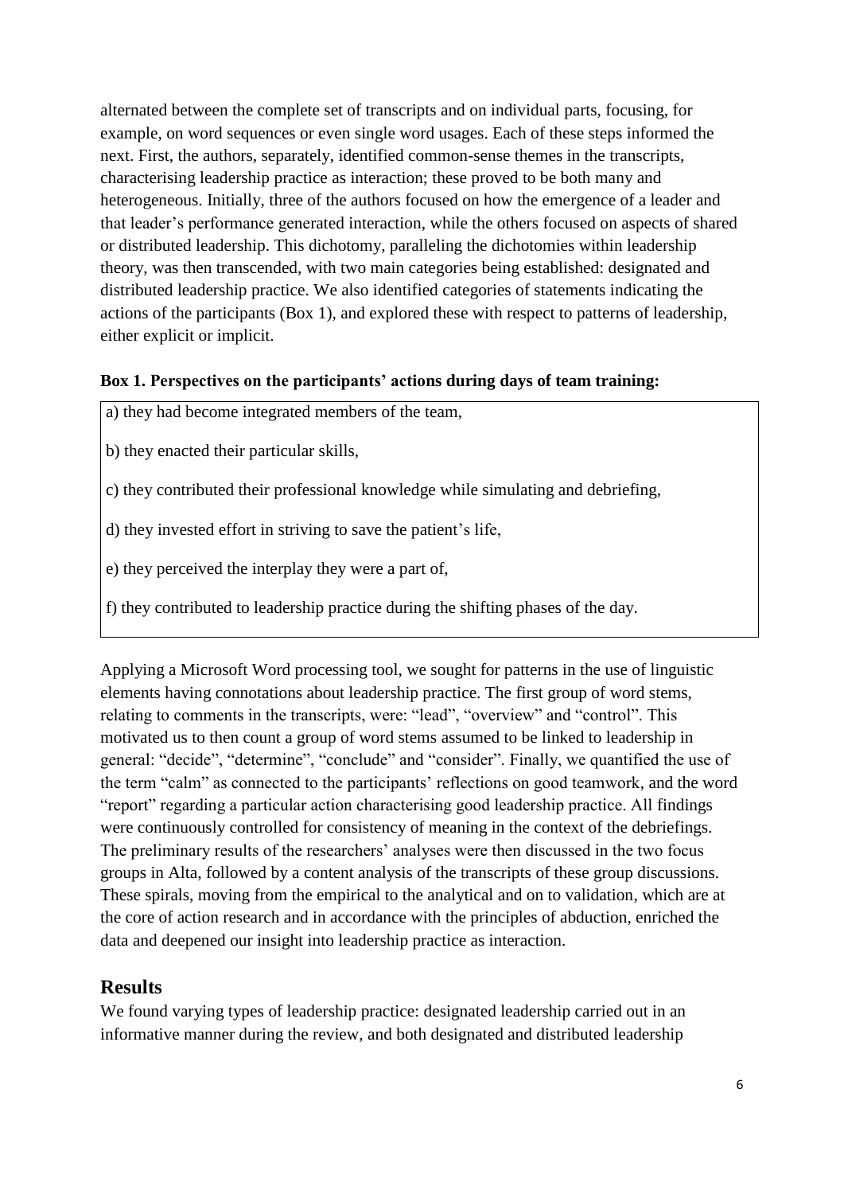alternated between the complete set of transcripts and on individual parts, focusing, for example, on word sequences or even single word usages. Each of these steps informed the next. First, the authors, separately, identified common-sense themes in the transcripts, characterising leadership practice as interaction; these proved to be both many and heterogeneous. Initially, three of the authors focused on how the emergence of a leader and that leader's performance generated interaction, while the others focused on aspects of shared or distributed leadership. This dichotomy, paralleling the dichotomies within leadership theory, was then transcended, with two main categories being established: designated and distributed leadership practice. We also identified categories of statements indicating the actions of the participants (Box 1), and explored these with respect to patterns of leadership, either explicit or implicit.

**Box 1. Perspectives on the participants' actions during days of team training:**

a) they had become integrated members of the team,

b) they enacted their particular skills,

c) they contributed their professional knowledge while simulating and debriefing,

d) they invested effort in striving to save the patient's life,

e) they perceived the interplay they were a part of,

f) they contributed to leadership practice during the shifting phases of the day.

Applying a Microsoft Word processing tool, we sought for patterns in the use of linguistic elements having connotations about leadership practice. The first group of word stems, relating to comments in the transcripts, were: "lead", "overview" and "control". This motivated us to then count a group of word stems assumed to be linked to leadership in general: "decide", "determine", "conclude" and "consider". Finally, we quantified the use of the term "calm" as connected to the participants' reflections on good teamwork, and the word "report" regarding a particular action characterising good leadership practice. All findings were continuously controlled for consistency of meaning in the context of the debriefings. The preliminary results of the researchers' analyses were then discussed in the two focus groups in Alta, followed by a content analysis of the transcripts of these group discussions. These spirals, moving from the empirical to the analytical and on to validation, which are at the core of action research and in accordance with the principles of abduction, enriched the data and deepened our insight into leadership practice as interaction.

## Results

We found varying types of leadership practice: designated leadership carried out in an informative manner during the review, and both designated and distributed leadership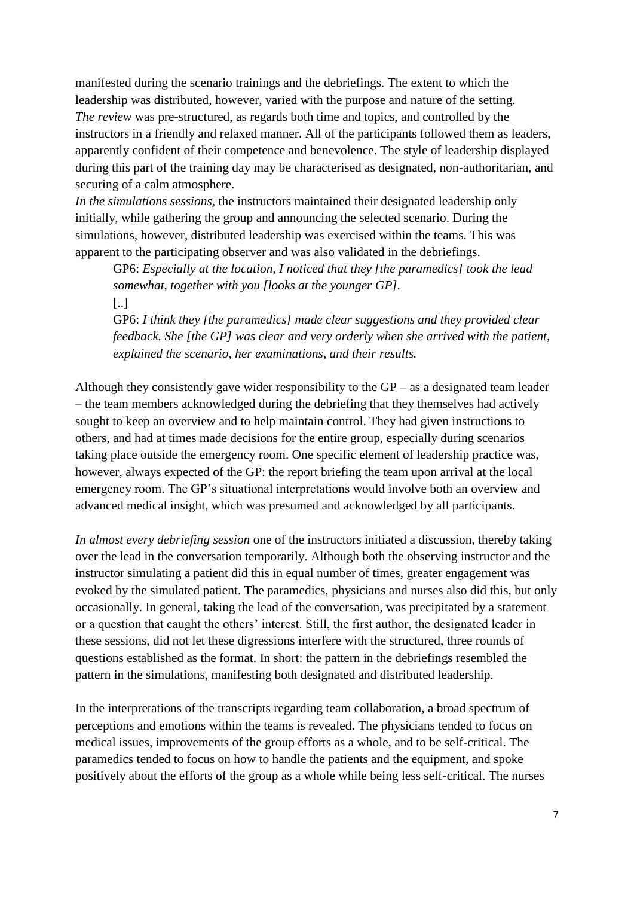manifested during the scenario trainings and the debriefings. The extent to which the leadership was distributed, however, varied with the purpose and nature of the setting.
*The review* was pre-structured, as regards both time and topics, and controlled by the instructors in a friendly and relaxed manner. All of the participants followed them as leaders, apparently confident of their competence and benevolence. The style of leadership displayed during this part of the training day may be characterised as designated, non-authoritarian, and securing of a calm atmosphere.
*In the simulations sessions*, the instructors maintained their designated leadership only initially, while gathering the group and announcing the selected scenario. During the simulations, however, distributed leadership was exercised within the teams. This was apparent to the participating observer and was also validated in the debriefings.

> GP6: *Especially at the location, I noticed that they [the paramedics] took the lead somewhat, together with you [looks at the younger GP].*
> [..]
> GP6: *I think they [the paramedics] made clear suggestions and they provided clear feedback. She [the GP] was clear and very orderly when she arrived with the patient, explained the scenario, her examinations, and their results.*

Although they consistently gave wider responsibility to the GP – as a designated team leader – the team members acknowledged during the debriefing that they themselves had actively sought to keep an overview and to help maintain control. They had given instructions to others, and had at times made decisions for the entire group, especially during scenarios taking place outside the emergency room. One specific element of leadership practice was, however, always expected of the GP: the report briefing the team upon arrival at the local emergency room. The GP's situational interpretations would involve both an overview and advanced medical insight, which was presumed and acknowledged by all participants.

*In almost every debriefing session* one of the instructors initiated a discussion, thereby taking over the lead in the conversation temporarily. Although both the observing instructor and the instructor simulating a patient did this in equal number of times, greater engagement was evoked by the simulated patient. The paramedics, physicians and nurses also did this, but only occasionally. In general, taking the lead of the conversation, was precipitated by a statement or a question that caught the others' interest. Still, the first author, the designated leader in these sessions, did not let these digressions interfere with the structured, three rounds of questions established as the format. In short: the pattern in the debriefings resembled the pattern in the simulations, manifesting both designated and distributed leadership.

In the interpretations of the transcripts regarding team collaboration, a broad spectrum of perceptions and emotions within the teams is revealed. The physicians tended to focus on medical issues, improvements of the group efforts as a whole, and to be self-critical. The paramedics tended to focus on how to handle the patients and the equipment, and spoke positively about the efforts of the group as a whole while being less self-critical. The nurses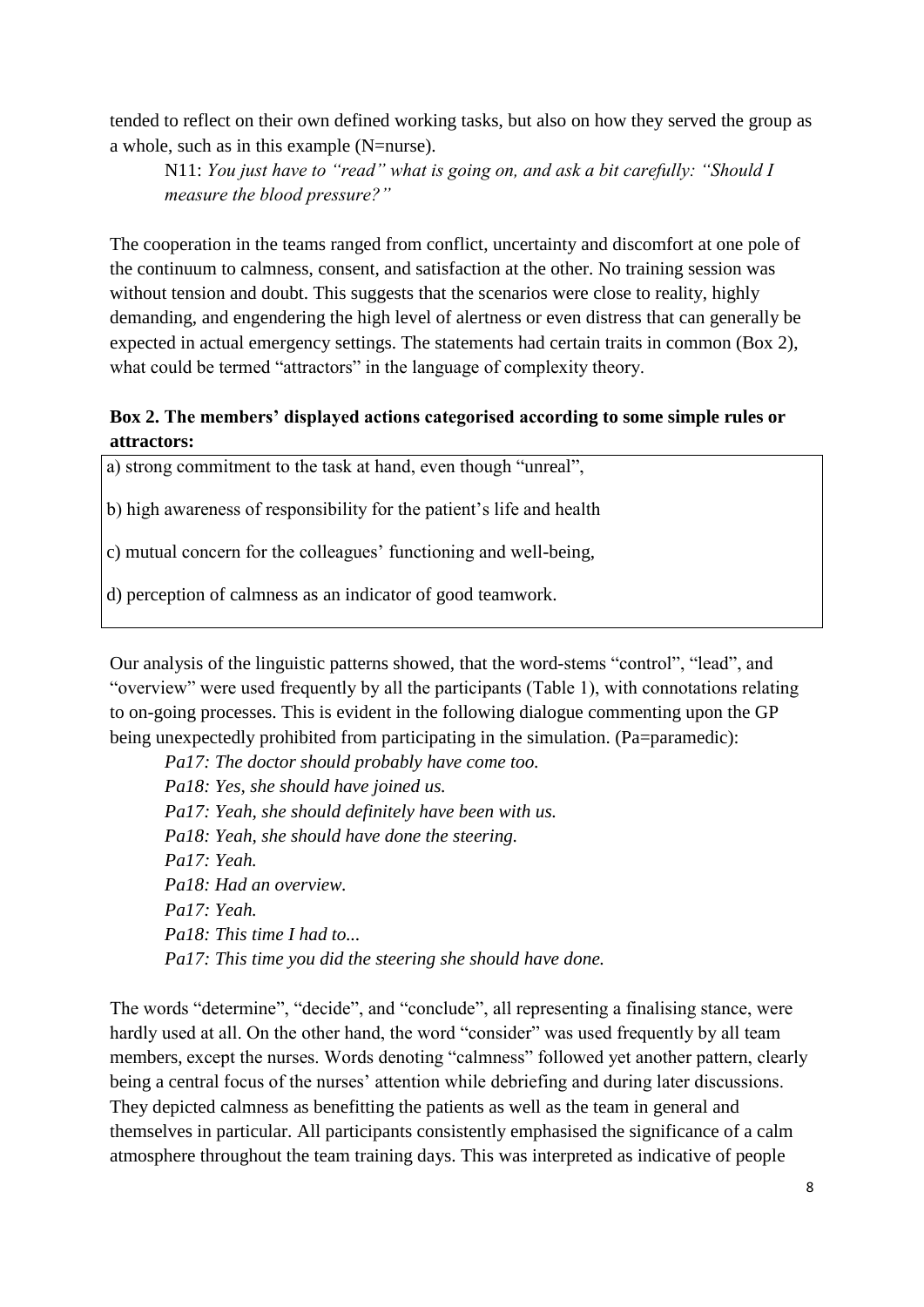tended to reflect on their own defined working tasks, but also on how they served the group as a whole, such as in this example (N=nurse).

> N11: *You just have to "read" what is going on, and ask a bit carefully: "Should I measure the blood pressure?"*

The cooperation in the teams ranged from conflict, uncertainty and discomfort at one pole of the continuum to calmness, consent, and satisfaction at the other. No training session was without tension and doubt. This suggests that the scenarios were close to reality, highly demanding, and engendering the high level of alertness or even distress that can generally be expected in actual emergency settings. The statements had certain traits in common (Box 2), what could be termed "attractors" in the language of complexity theory.

**Box 2. The members' displayed actions categorised according to some simple rules or attractors:**

a) strong commitment to the task at hand, even though "unreal",

b) high awareness of responsibility for the patient's life and health

c) mutual concern for the colleagues' functioning and well-being,

d) perception of calmness as an indicator of good teamwork.

Our analysis of the linguistic patterns showed, that the word-stems "control", "lead", and "overview" were used frequently by all the participants (Table 1), with connotations relating to on-going processes. This is evident in the following dialogue commenting upon the GP being unexpectedly prohibited from participating in the simulation. (Pa=paramedic):

> *Pa17: The doctor should probably have come too.*
> *Pa18: Yes, she should have joined us.*
> *Pa17: Yeah, she should definitely have been with us.*
> *Pa18: Yeah, she should have done the steering.*
> *Pa17: Yeah.*
> *Pa18: Had an overview.*
> *Pa17: Yeah.*
> *Pa18: This time I had to...*
> *Pa17: This time you did the steering she should have done.*

The words "determine", "decide", and "conclude", all representing a finalising stance, were hardly used at all. On the other hand, the word "consider" was used frequently by all team members, except the nurses. Words denoting "calmness" followed yet another pattern, clearly being a central focus of the nurses' attention while debriefing and during later discussions. They depicted calmness as benefitting the patients as well as the team in general and themselves in particular. All participants consistently emphasised the significance of a calm atmosphere throughout the team training days. This was interpreted as indicative of people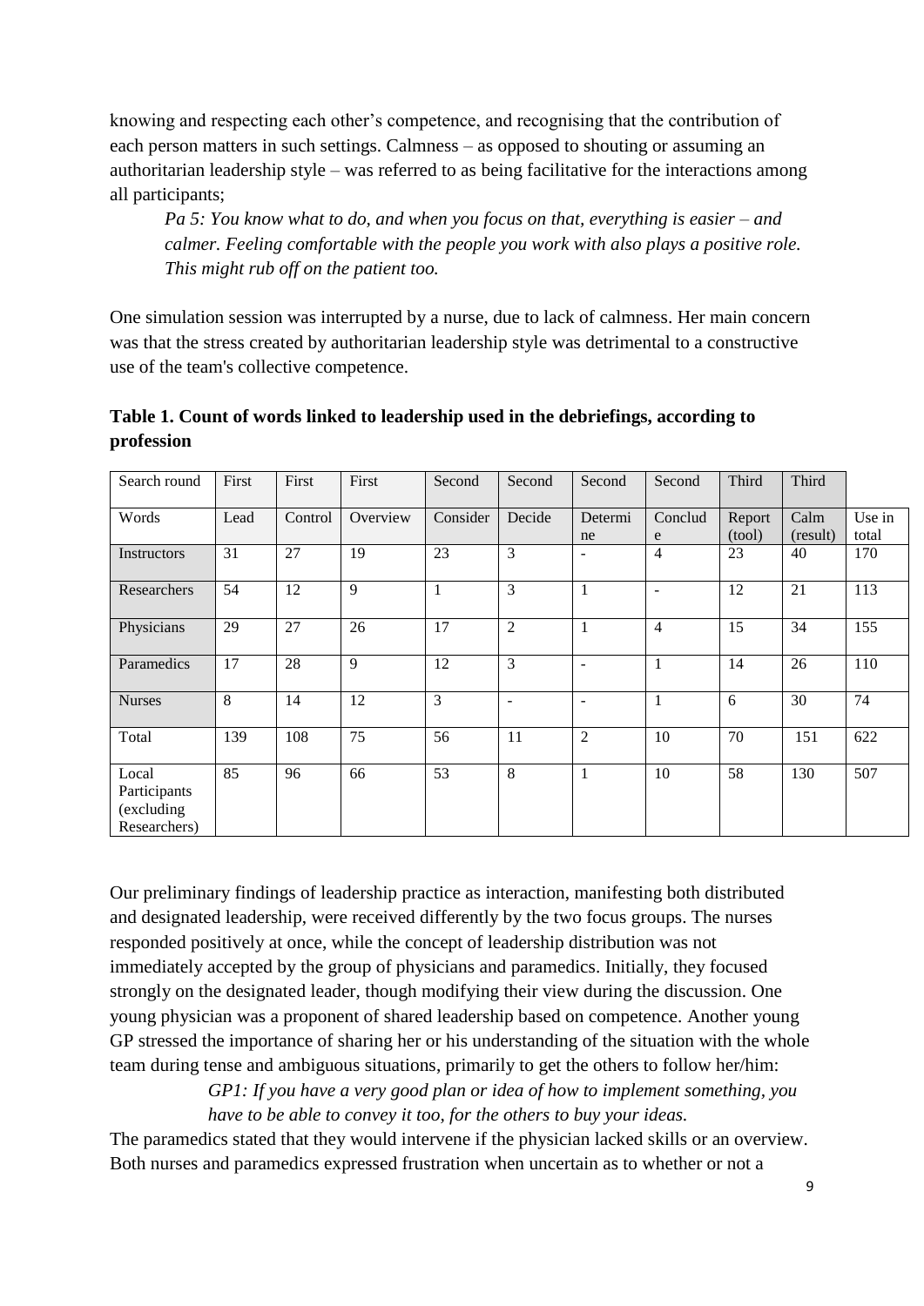knowing and respecting each other's competence, and recognising that the contribution of each person matters in such settings. Calmness – as opposed to shouting or assuming an authoritarian leadership style – was referred to as being facilitative for the interactions among all participants;

> *Pa 5: You know what to do, and when you focus on that, everything is easier – and calmer. Feeling comfortable with the people you work with also plays a positive role. This might rub off on the patient too.*

One simulation session was interrupted by a nurse, due to lack of calmness. Her main concern was that the stress created by authoritarian leadership style was detrimental to a constructive use of the team's collective competence.

**Table 1. Count of words linked to leadership used in the debriefings, according to profession**

| Search round | First | First | First | Second | Second | Second | Second | Third | Third | |
|---|---|---|---|---|---|---|---|---|---|---|
| Words | Lead | Control | Overview | Consider | Decide | Determine | Conclude | Report (tool) | Calm (result) | Use in total |
| Instructors | 31 | 27 | 19 | 23 | 3 | - | 4 | 23 | 40 | 170 |
| Researchers | 54 | 12 | 9 | 1 | 3 | 1 | - | 12 | 21 | 113 |
| Physicians | 29 | 27 | 26 | 17 | 2 | 1 | 4 | 15 | 34 | 155 |
| Paramedics | 17 | 28 | 9 | 12 | 3 | - | 1 | 14 | 26 | 110 |
| Nurses | 8 | 14 | 12 | 3 | - | - | 1 | 6 | 30 | 74 |
| Total | 139 | 108 | 75 | 56 | 11 | 2 | 10 | 70 | 151 | 622 |
| Local Participants (excluding Researchers) | 85 | 96 | 66 | 53 | 8 | 1 | 10 | 58 | 130 | 507 |

Our preliminary findings of leadership practice as interaction, manifesting both distributed and designated leadership, were received differently by the two focus groups. The nurses responded positively at once, while the concept of leadership distribution was not immediately accepted by the group of physicians and paramedics. Initially, they focused strongly on the designated leader, though modifying their view during the discussion. One young physician was a proponent of shared leadership based on competence. Another young GP stressed the importance of sharing her or his understanding of the situation with the whole team during tense and ambiguous situations, primarily to get the others to follow her/him:

> *GP1: If you have a very good plan or idea of how to implement something, you have to be able to convey it too, for the others to buy your ideas.*

The paramedics stated that they would intervene if the physician lacked skills or an overview. Both nurses and paramedics expressed frustration when uncertain as to whether or not a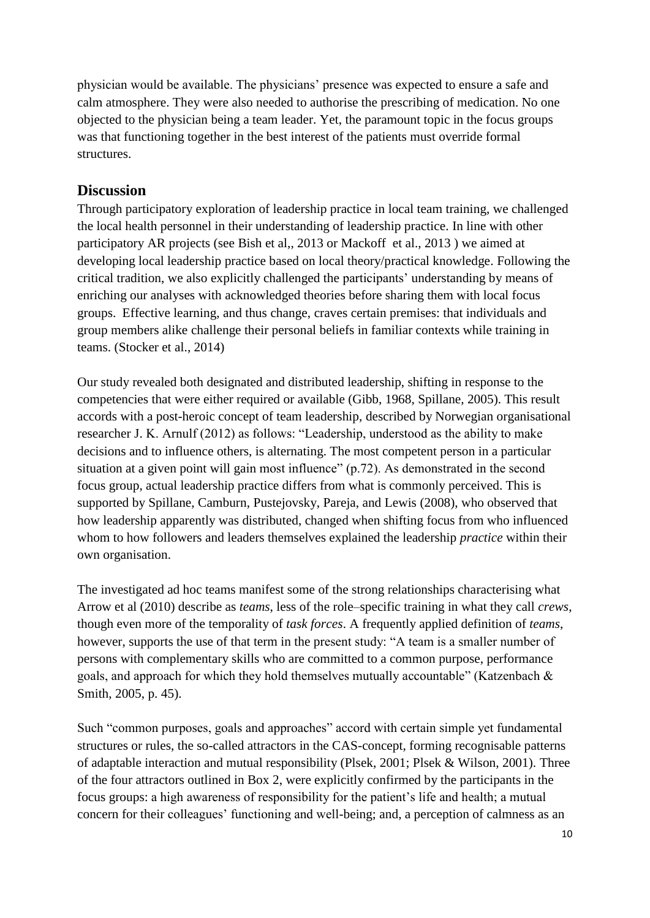physician would be available. The physicians' presence was expected to ensure a safe and calm atmosphere. They were also needed to authorise the prescribing of medication. No one objected to the physician being a team leader. Yet, the paramount topic in the focus groups was that functioning together in the best interest of the patients must override formal structures.

## Discussion

Through participatory exploration of leadership practice in local team training, we challenged the local health personnel in their understanding of leadership practice. In line with other participatory AR projects (see Bish et al,, 2013 or Mackoff et al., 2013 ) we aimed at developing local leadership practice based on local theory/practical knowledge. Following the critical tradition, we also explicitly challenged the participants' understanding by means of enriching our analyses with acknowledged theories before sharing them with local focus groups. Effective learning, and thus change, craves certain premises: that individuals and group members alike challenge their personal beliefs in familiar contexts while training in teams. (Stocker et al., 2014)

Our study revealed both designated and distributed leadership, shifting in response to the competencies that were either required or available (Gibb, 1968, Spillane, 2005). This result accords with a post-heroic concept of team leadership, described by Norwegian organisational researcher J. K. Arnulf (2012) as follows: "Leadership, understood as the ability to make decisions and to influence others, is alternating. The most competent person in a particular situation at a given point will gain most influence" (p.72). As demonstrated in the second focus group, actual leadership practice differs from what is commonly perceived. This is supported by Spillane, Camburn, Pustejovsky, Pareja, and Lewis (2008), who observed that how leadership apparently was distributed, changed when shifting focus from who influenced whom to how followers and leaders themselves explained the leadership *practice* within their own organisation.

The investigated ad hoc teams manifest some of the strong relationships characterising what Arrow et al (2010) describe as *teams*, less of the role–specific training in what they call *crews*, though even more of the temporality of *task forces*. A frequently applied definition of *teams*, however, supports the use of that term in the present study: "A team is a smaller number of persons with complementary skills who are committed to a common purpose, performance goals, and approach for which they hold themselves mutually accountable" (Katzenbach & Smith, 2005, p. 45).

Such "common purposes, goals and approaches" accord with certain simple yet fundamental structures or rules, the so-called attractors in the CAS-concept, forming recognisable patterns of adaptable interaction and mutual responsibility (Plsek, 2001; Plsek & Wilson, 2001). Three of the four attractors outlined in Box 2, were explicitly confirmed by the participants in the focus groups: a high awareness of responsibility for the patient's life and health; a mutual concern for their colleagues' functioning and well-being; and, a perception of calmness as an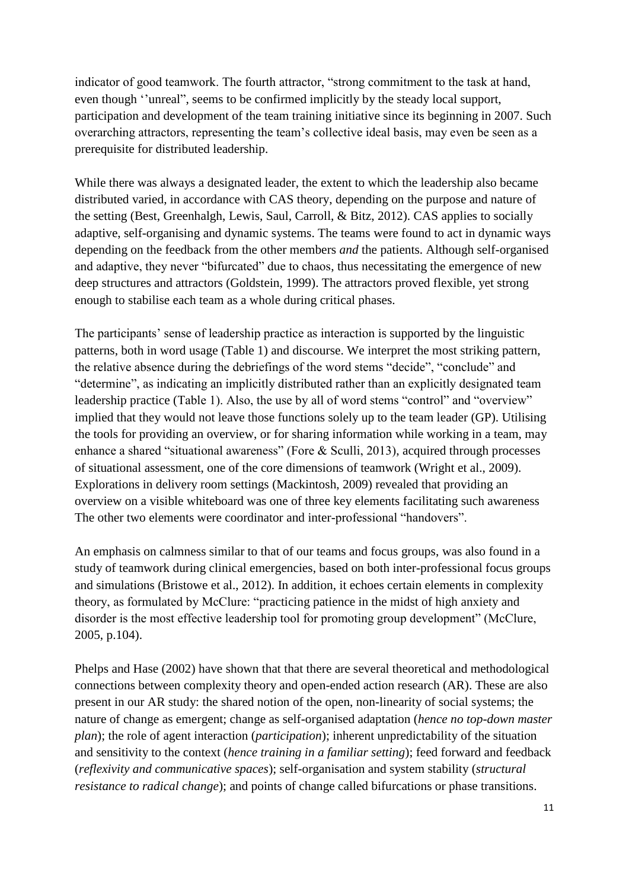indicator of good teamwork. The fourth attractor, "strong commitment to the task at hand, even though ''unreal", seems to be confirmed implicitly by the steady local support, participation and development of the team training initiative since its beginning in 2007. Such overarching attractors, representing the team's collective ideal basis, may even be seen as a prerequisite for distributed leadership.

While there was always a designated leader, the extent to which the leadership also became distributed varied, in accordance with CAS theory, depending on the purpose and nature of the setting (Best, Greenhalgh, Lewis, Saul, Carroll, & Bitz, 2012). CAS applies to socially adaptive, self-organising and dynamic systems. The teams were found to act in dynamic ways depending on the feedback from the other members *and* the patients. Although self-organised and adaptive, they never "bifurcated" due to chaos, thus necessitating the emergence of new deep structures and attractors (Goldstein, 1999). The attractors proved flexible, yet strong enough to stabilise each team as a whole during critical phases.

The participants' sense of leadership practice as interaction is supported by the linguistic patterns, both in word usage (Table 1) and discourse. We interpret the most striking pattern, the relative absence during the debriefings of the word stems "decide", "conclude" and "determine", as indicating an implicitly distributed rather than an explicitly designated team leadership practice (Table 1). Also, the use by all of word stems "control" and "overview" implied that they would not leave those functions solely up to the team leader (GP). Utilising the tools for providing an overview, or for sharing information while working in a team, may enhance a shared "situational awareness" (Fore & Sculli, 2013), acquired through processes of situational assessment, one of the core dimensions of teamwork (Wright et al., 2009). Explorations in delivery room settings (Mackintosh, 2009) revealed that providing an overview on a visible whiteboard was one of three key elements facilitating such awareness The other two elements were coordinator and inter-professional "handovers".

An emphasis on calmness similar to that of our teams and focus groups, was also found in a study of teamwork during clinical emergencies, based on both inter-professional focus groups and simulations (Bristowe et al., 2012). In addition, it echoes certain elements in complexity theory, as formulated by McClure: "practicing patience in the midst of high anxiety and disorder is the most effective leadership tool for promoting group development" (McClure, 2005, p.104).

Phelps and Hase (2002) have shown that that there are several theoretical and methodological connections between complexity theory and open-ended action research (AR). These are also present in our AR study: the shared notion of the open, non-linearity of social systems; the nature of change as emergent; change as self-organised adaptation (*hence no top-down master plan*); the role of agent interaction (*participation*); inherent unpredictability of the situation and sensitivity to the context (*hence training in a familiar setting*); feed forward and feedback (*reflexivity and communicative spaces*); self-organisation and system stability (*structural resistance to radical change*); and points of change called bifurcations or phase transitions.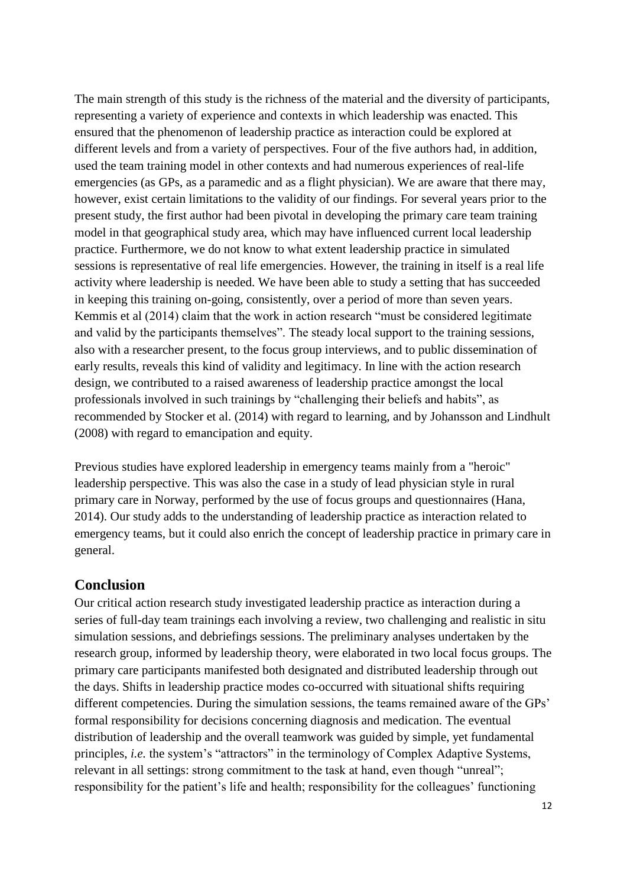The main strength of this study is the richness of the material and the diversity of participants, representing a variety of experience and contexts in which leadership was enacted. This ensured that the phenomenon of leadership practice as interaction could be explored at different levels and from a variety of perspectives. Four of the five authors had, in addition, used the team training model in other contexts and had numerous experiences of real-life emergencies (as GPs, as a paramedic and as a flight physician). We are aware that there may, however, exist certain limitations to the validity of our findings. For several years prior to the present study, the first author had been pivotal in developing the primary care team training model in that geographical study area, which may have influenced current local leadership practice. Furthermore, we do not know to what extent leadership practice in simulated sessions is representative of real life emergencies. However, the training in itself is a real life activity where leadership is needed. We have been able to study a setting that has succeeded in keeping this training on-going, consistently, over a period of more than seven years. Kemmis et al (2014) claim that the work in action research "must be considered legitimate and valid by the participants themselves". The steady local support to the training sessions, also with a researcher present, to the focus group interviews, and to public dissemination of early results, reveals this kind of validity and legitimacy. In line with the action research design, we contributed to a raised awareness of leadership practice amongst the local professionals involved in such trainings by "challenging their beliefs and habits", as recommended by Stocker et al. (2014) with regard to learning, and by Johansson and Lindhult (2008) with regard to emancipation and equity.

Previous studies have explored leadership in emergency teams mainly from a "heroic" leadership perspective. This was also the case in a study of lead physician style in rural primary care in Norway, performed by the use of focus groups and questionnaires (Hana, 2014). Our study adds to the understanding of leadership practice as interaction related to emergency teams, but it could also enrich the concept of leadership practice in primary care in general.

## Conclusion

Our critical action research study investigated leadership practice as interaction during a series of full-day team trainings each involving a review, two challenging and realistic in situ simulation sessions, and debriefings sessions. The preliminary analyses undertaken by the research group, informed by leadership theory, were elaborated in two local focus groups. The primary care participants manifested both designated and distributed leadership through out the days. Shifts in leadership practice modes co-occurred with situational shifts requiring different competencies. During the simulation sessions, the teams remained aware of the GPs' formal responsibility for decisions concerning diagnosis and medication. The eventual distribution of leadership and the overall teamwork was guided by simple, yet fundamental principles, *i.e.* the system's "attractors" in the terminology of Complex Adaptive Systems, relevant in all settings: strong commitment to the task at hand, even though "unreal"; responsibility for the patient's life and health; responsibility for the colleagues' functioning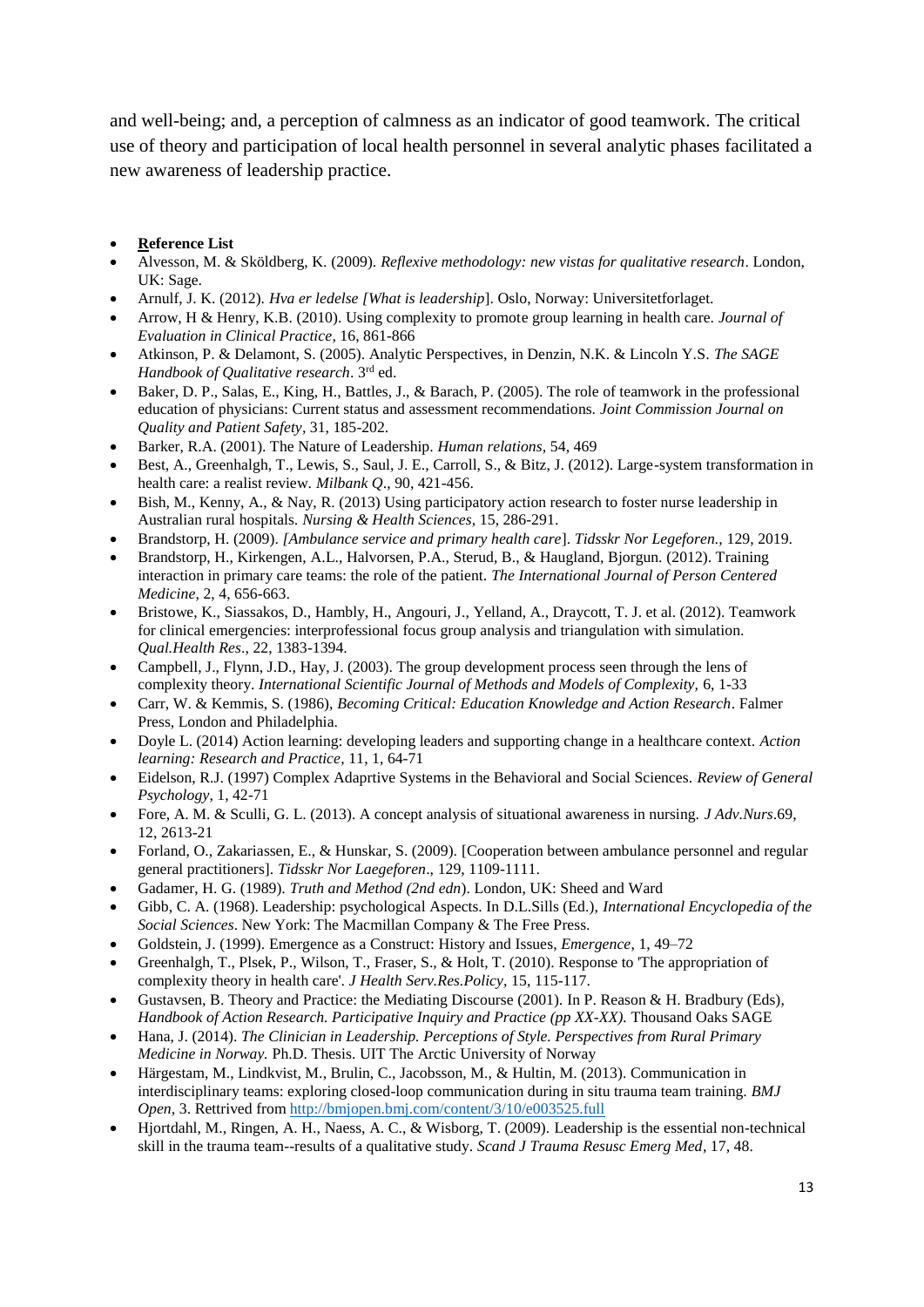and well-being; and, a perception of calmness as an indicator of good teamwork. The critical use of theory and participation of local health personnel in several analytic phases facilitated a new awareness of leadership practice.

- **Reference List**
- Alvesson, M. & Sköldberg, K. (2009). *Reflexive methodology: new vistas for qualitative research*. London, UK: Sage.
- Arnulf, J. K. (2012). *Hva er ledelse [What is leadership*]. Oslo, Norway: Universitetforlaget.
- Arrow, H & Henry, K.B. (2010). Using complexity to promote group learning in health care. *Journal of Evaluation in Clinical Practice*, 16, 861-866
- Atkinson, P. & Delamont, S. (2005). Analytic Perspectives, in Denzin, N.K. & Lincoln Y.S. *The SAGE Handbook of Qualitative research*. 3rd ed.
- Baker, D. P., Salas, E., King, H., Battles, J., & Barach, P. (2005). The role of teamwork in the professional education of physicians: Current status and assessment recommendations. *Joint Commission Journal on Quality and Patient Safety*, 31, 185-202.
- Barker, R.A. (2001). The Nature of Leadership. *Human relations,* 54, 469
- Best, A., Greenhalgh, T., Lewis, S., Saul, J. E., Carroll, S., & Bitz, J. (2012). Large-system transformation in health care: a realist review. *Milbank Q*., 90, 421-456.
- Bish, M., Kenny, A., & Nay, R. (2013) Using participatory action research to foster nurse leadership in Australian rural hospitals. *Nursing & Health Sciences*, 15, 286-291.
- Brandstorp, H. (2009). *[Ambulance service and primary health care*]. *Tidsskr Nor Legeforen.,* 129, 2019.
- Brandstorp, H., Kirkengen, A.L., Halvorsen, P.A., Sterud, B., & Haugland, Bjorgun. (2012). Training interaction in primary care teams: the role of the patient. *The International Journal of Person Centered Medicine*, 2, 4, 656-663.
- Bristowe, K., Siassakos, D., Hambly, H., Angouri, J., Yelland, A., Draycott, T. J. et al. (2012). Teamwork for clinical emergencies: interprofessional focus group analysis and triangulation with simulation. *Qual.Health Res*., 22, 1383-1394.
- Campbell, J., Flynn, J.D., Hay, J. (2003). The group development process seen through the lens of complexity theory. *International Scientific Journal of Methods and Models of Complexity,* 6, 1-33
- Carr, W. & Kemmis, S. (1986), *Becoming Critical: Education Knowledge and Action Research*. Falmer Press, London and Philadelphia.
- Doyle L. (2014) Action learning: developing leaders and supporting change in a healthcare context. *Action learning: Research and Practice*, 11, 1, 64-71
- Eidelson, R.J. (1997) Complex Adaprtive Systems in the Behavioral and Social Sciences. *Review of General Psychology*, 1, 42-71
- Fore, A. M. & Sculli, G. L. (2013). A concept analysis of situational awareness in nursing. *J Adv.Nurs*.69, 12, 2613-21
- Forland, O., Zakariassen, E., & Hunskar, S. (2009). [Cooperation between ambulance personnel and regular general practitioners]. *Tidsskr Nor Laegeforen*., 129, 1109-1111.
- Gadamer, H. G. (1989). *Truth and Method (2nd edn*). London, UK: Sheed and Ward
- Gibb, C. A. (1968). Leadership: psychological Aspects. In D.L.Sills (Ed.), *International Encyclopedia of the Social Sciences*. New York: The Macmillan Company & The Free Press.
- Goldstein, J. (1999). Emergence as a Construct: History and Issues, *Emergence*, 1, 49–72
- Greenhalgh, T., Plsek, P., Wilson, T., Fraser, S., & Holt, T. (2010). Response to 'The appropriation of complexity theory in health care'. *J Health Serv.Res.Policy*, 15, 115-117.
- Gustavsen, B. Theory and Practice: the Mediating Discourse (2001). In P. Reason & H. Bradbury (Eds), *Handbook of Action Research. Participative Inquiry and Practice (pp XX-XX).* Thousand Oaks SAGE
- Hana, J. (2014). *The Clinician in Leadership. Perceptions of Style. Perspectives from Rural Primary Medicine in Norway.* Ph.D. Thesis. UIT The Arctic University of Norway
- Härgestam, M., Lindkvist, M., Brulin, C., Jacobsson, M., & Hultin, M. (2013). Communication in interdisciplinary teams: exploring closed-loop communication during in situ trauma team training. *BMJ Open,* 3. Rettrived from http://bmjopen.bmj.com/content/3/10/e003525.full
- Hjortdahl, M., Ringen, A. H., Naess, A. C., & Wisborg, T. (2009). Leadership is the essential non-technical skill in the trauma team--results of a qualitative study. *Scand J Trauma Resusc Emerg Med*, 17, 48.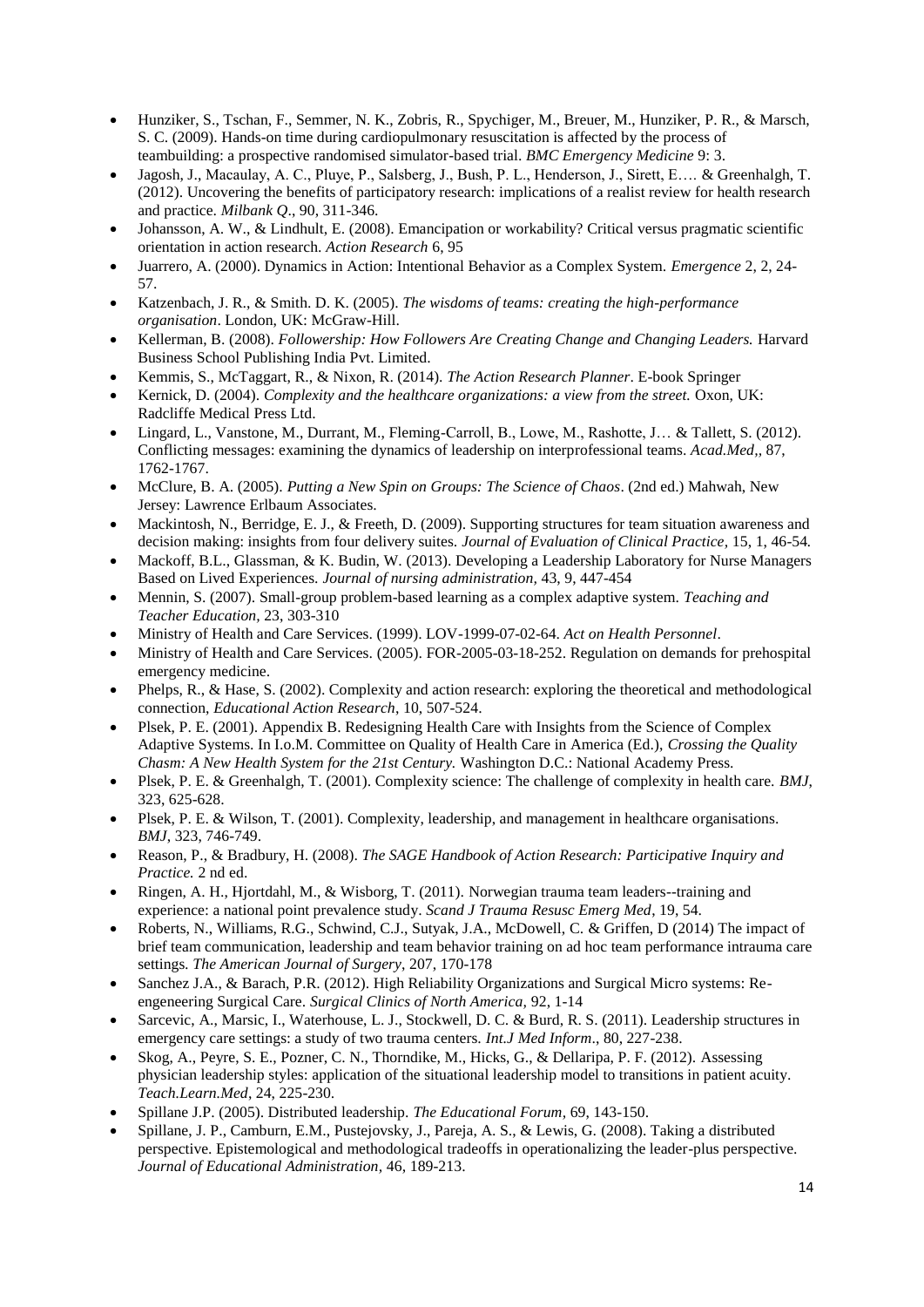- Hunziker, S., Tschan, F., Semmer, N. K., Zobris, R., Spychiger, M., Breuer, M., Hunziker, P. R., & Marsch, S. C. (2009). Hands-on time during cardiopulmonary resuscitation is affected by the process of teambuilding: a prospective randomised simulator-based trial. *BMC Emergency Medicine* 9: 3.
- Jagosh, J., Macaulay, A. C., Pluye, P., Salsberg, J., Bush, P. L., Henderson, J., Sirett, E…. & Greenhalgh, T. (2012). Uncovering the benefits of participatory research: implications of a realist review for health research and practice. *Milbank Q*., 90, 311-346.
- Johansson, A. W., & Lindhult, E. (2008). Emancipation or workability? Critical versus pragmatic scientific orientation in action research. *Action Research* 6, 95
- Juarrero, A. (2000). Dynamics in Action: Intentional Behavior as a Complex System. *Emergence* 2, 2, 24-57.
- Katzenbach, J. R., & Smith. D. K. (2005). *The wisdoms of teams: creating the high-performance organisation*. London, UK: McGraw-Hill.
- Kellerman, B. (2008). *Followership: How Followers Are Creating Change and Changing Leaders.* Harvard Business School Publishing India Pvt. Limited.
- Kemmis, S., McTaggart, R., & Nixon, R. (2014). *The Action Research Planner*. E-book Springer
- Kernick, D. (2004). *Complexity and the healthcare organizations: a view from the street.* Oxon, UK: Radcliffe Medical Press Ltd.
- Lingard, L., Vanstone, M., Durrant, M., Fleming-Carroll, B., Lowe, M., Rashotte, J… & Tallett, S. (2012). Conflicting messages: examining the dynamics of leadership on interprofessional teams. *Acad.Med*,, 87, 1762-1767.
- McClure, B. A. (2005). *Putting a New Spin on Groups: The Science of Chaos*. (2nd ed.) Mahwah, New Jersey: Lawrence Erlbaum Associates.
- Mackintosh, N., Berridge, E. J., & Freeth, D. (2009). Supporting structures for team situation awareness and decision making: insights from four delivery suites. *Journal of Evaluation of Clinical Practice,* 15, 1, 46-54*.*
- Mackoff, B.L., Glassman, & K. Budin, W. (2013). Developing a Leadership Laboratory for Nurse Managers Based on Lived Experiences. *Journal of nursing administration,* 43, 9, 447-454
- Mennin, S. (2007). Small-group problem-based learning as a complex adaptive system. *Teaching and Teacher Education,* 23, 303-310
- Ministry of Health and Care Services. (1999). LOV-1999-07-02-64. *Act on Health Personnel*.
- Ministry of Health and Care Services. (2005). FOR-2005-03-18-252. Regulation on demands for prehospital emergency medicine.
- Phelps, R., & Hase, S. (2002). Complexity and action research: exploring the theoretical and methodological connection, *Educational Action Research*, 10, 507-524.
- Plsek, P. E. (2001). Appendix B. Redesigning Health Care with Insights from the Science of Complex Adaptive Systems. In I.o.M. Committee on Quality of Health Care in America (Ed.), *Crossing the Quality Chasm: A New Health System for the 21st Century.* Washington D.C.: National Academy Press.
- Plsek, P. E. & Greenhalgh, T. (2001). Complexity science: The challenge of complexity in health care*. BMJ*, 323, 625-628.
- Plsek, P. E. & Wilson, T. (2001). Complexity, leadership, and management in healthcare organisations. *BMJ*, 323, 746-749.
- Reason, P., & Bradbury, H. (2008). *The SAGE Handbook of Action Research: Participative Inquiry and Practice.* 2 nd ed.
- Ringen, A. H., Hjortdahl, M., & Wisborg, T. (2011). Norwegian trauma team leaders--training and experience: a national point prevalence study. *Scand J Trauma Resusc Emerg Med*, 19, 54.
- Roberts, N., Williams, R.G., Schwind, C.J., Sutyak, J.A., McDowell, C. & Griffen, D (2014) The impact of brief team communication, leadership and team behavior training on ad hoc team performance intrauma care settings*. The American Journal of Surgery*, 207, 170-178
- Sanchez J.A., & Barach, P.R. (2012). High Reliability Organizations and Surgical Micro systems: Re-engeneering Surgical Care. *Surgical Clinics of North America,* 92, 1-14
- Sarcevic, A., Marsic, I., Waterhouse, L. J., Stockwell, D. C. & Burd, R. S. (2011). Leadership structures in emergency care settings: a study of two trauma centers. *Int.J Med Inform*., 80, 227-238.
- Skog, A., Peyre, S. E., Pozner, C. N., Thorndike, M., Hicks, G., & Dellaripa, P. F. (2012). Assessing physician leadership styles: application of the situational leadership model to transitions in patient acuity. *Teach.Learn.Med*, 24, 225-230.
- Spillane J.P. (2005). Distributed leadership. *The Educational Forum,* 69, 143-150.
- Spillane, J. P., Camburn, E.M., Pustejovsky, J., Pareja, A. S., & Lewis, G. (2008). Taking a distributed perspective. Epistemological and methodological tradeoffs in operationalizing the leader-plus perspective. *Journal of Educational Administration*, 46, 189-213.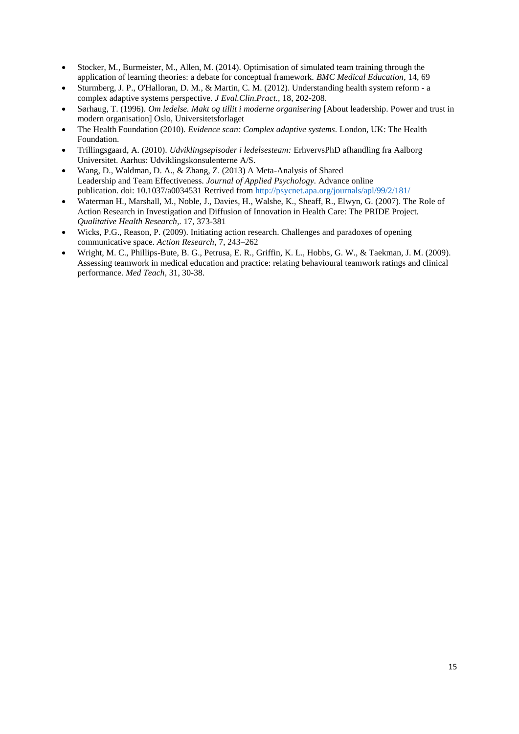- Stocker, M., Burmeister, M., Allen, M. (2014). Optimisation of simulated team training through the application of learning theories: a debate for conceptual framework. *BMC Medical Education*, 14, 69
- Sturmberg, J. P., O'Halloran, D. M., & Martin, C. M. (2012). Understanding health system reform - a complex adaptive systems perspective. *J Eval.Clin.Pract.*, 18, 202-208.
- Sørhaug, T. (1996). *Om ledelse. Makt og tillit i moderne organisering* [About leadership. Power and trust in modern organisation] Oslo, Universitetsforlaget
- The Health Foundation (2010). *Evidence scan: Complex adaptive systems*. London, UK: The Health Foundation.
- Trillingsgaard, A. (2010). *Udviklingsepisoder i ledelsesteam:* ErhvervsPhD afhandling fra Aalborg Universitet. Aarhus: Udviklingskonsulenterne A/S.
- Wang, D., Waldman, D. A., & Zhang, Z. (2013) A Meta-Analysis of Shared Leadership and Team Effectiveness. *Journal of Applied Psychology*. Advance online publication. doi: 10.1037/a0034531 Retrived from http://psycnet.apa.org/journals/apl/99/2/181/
- Waterman H., Marshall, M., Noble, J., Davies, H., Walshe, K., Sheaff, R., Elwyn, G. (2007). The Role of Action Research in Investigation and Diffusion of Innovation in Health Care: The PRIDE Project. *Qualitative Health Research*,. 17, 373-381
- Wicks, P.G., Reason, P. (2009). Initiating action research. Challenges and paradoxes of opening communicative space. *Action Research*, 7, 243–262
- Wright, M. C., Phillips-Bute, B. G., Petrusa, E. R., Griffin, K. L., Hobbs, G. W., & Taekman, J. M. (2009). Assessing teamwork in medical education and practice: relating behavioural teamwork ratings and clinical performance. *Med Teach*, 31, 30-38.